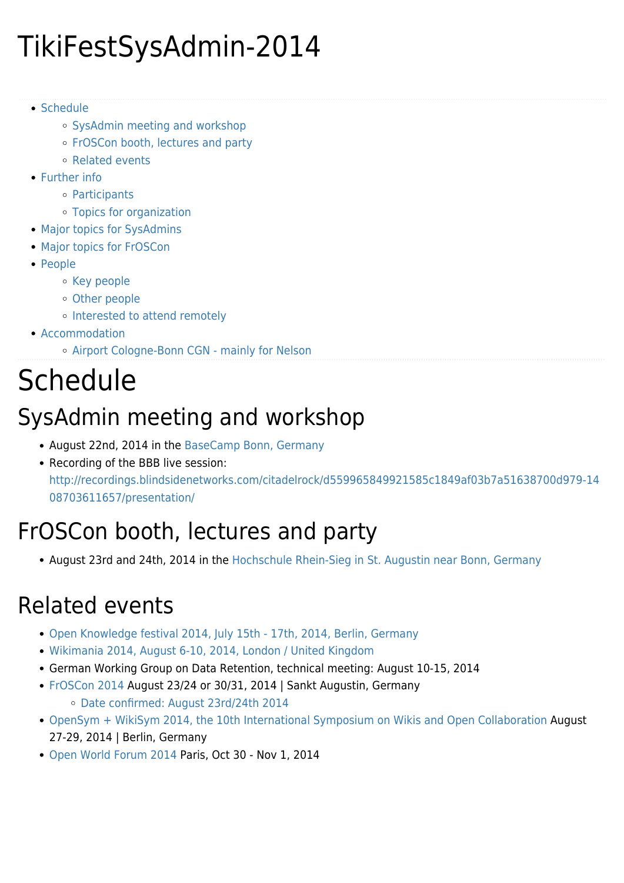# TikiFestSysAdmin-2014

- Schedule
  - SysAdmin meeting and workshop
  - FrOSCon booth, lectures and party
  - Related events
- Further info
  - Participants
  - Topics for organization
- Major topics for SysAdmins
- Major topics for FrOSCon
- People
  - Key people
  - Other people
  - Interested to attend remotely
- Accommodation
  - Airport Cologne-Bonn CGN - mainly for Nelson

# Schedule

## SysAdmin meeting and workshop

- August 22nd, 2014 in the BaseCamp Bonn, Germany
- Recording of the BBB live session: http://recordings.blindsidenetworks.com/citadelrock/d559965849921585c1849af03b7a51638700d979-1408703611657/presentation/

## FrOSCon booth, lectures and party

- August 23rd and 24th, 2014 in the Hochschule Rhein-Sieg in St. Augustin near Bonn, Germany

## Related events

- Open Knowledge festival 2014, July 15th - 17th, 2014, Berlin, Germany
- Wikimania 2014, August 6-10, 2014, London / United Kingdom
- German Working Group on Data Retention, technical meeting: August 10-15, 2014
- FrOSCon 2014 August 23/24 or 30/31, 2014 | Sankt Augustin, Germany
  - Date confirmed: August 23rd/24th 2014
- OpenSym + WikiSym 2014, the 10th International Symposium on Wikis and Open Collaboration August 27-29, 2014 | Berlin, Germany
- Open World Forum 2014 Paris, Oct 30 - Nov 1, 2014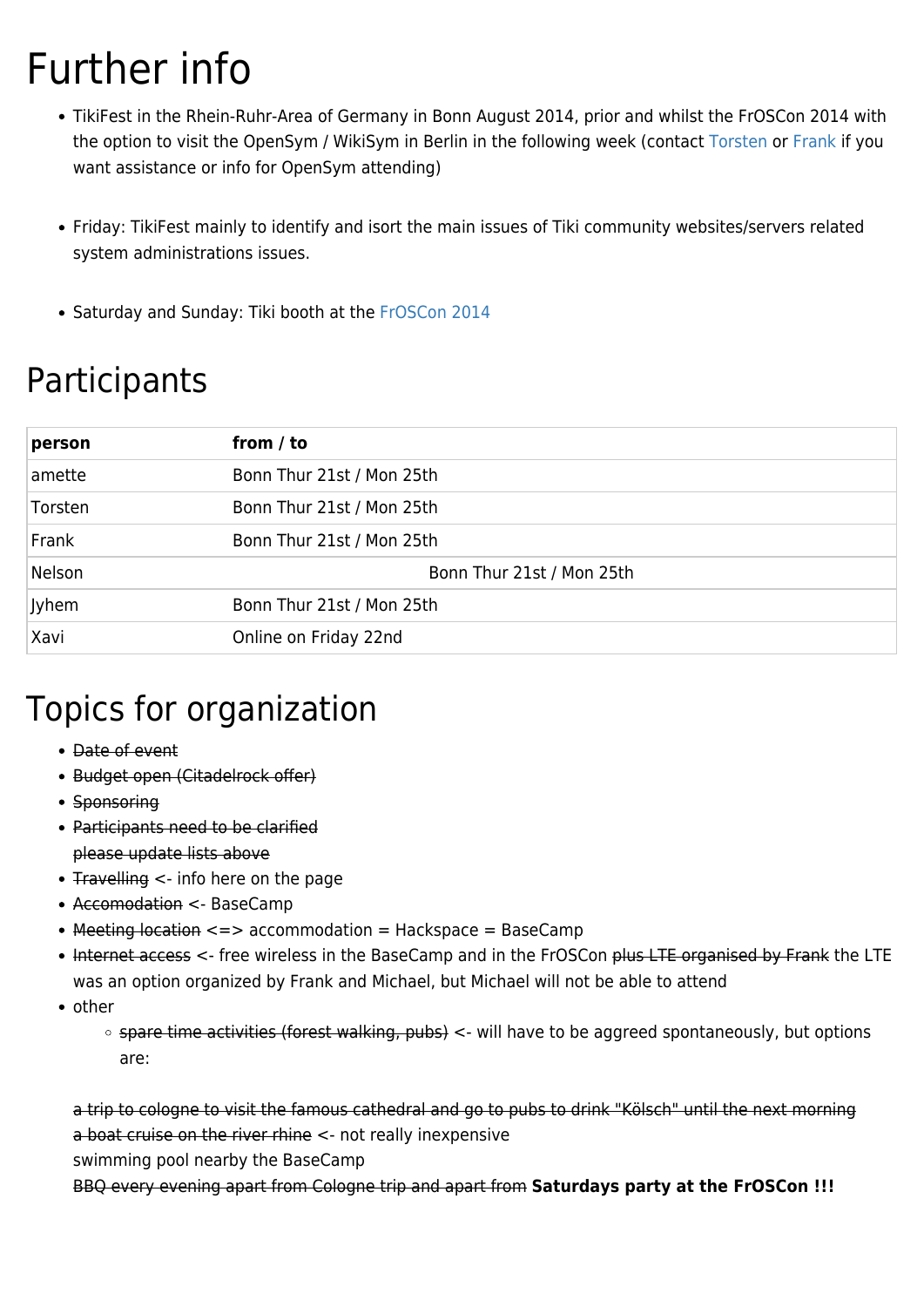# Further info

- TikiFest in the Rhein-Ruhr-Area of Germany in Bonn August 2014, prior and whilst the FrOSCon 2014 with the option to visit the OpenSym / WikiSym in Berlin in the following week (contact Torsten or Frank if you want assistance or info for OpenSym attending)

- Friday: TikiFest mainly to identify and isort the main issues of Tiki community websites/servers related system administrations issues.

- Saturday and Sunday: Tiki booth at the FrOSCon 2014

# Participants

| person | from / to |
|---|---|
| amette | Bonn Thur 21st / Mon 25th |
| Torsten | Bonn Thur 21st / Mon 25th |
| Frank | Bonn Thur 21st / Mon 25th |
| Nelson | Bonn Thur 21st / Mon 25th |
| Jyhem | Bonn Thur 21st / Mon 25th |
| Xavi | Online on Friday 22nd |

# Topics for organization

- ~~Date of event~~
- ~~Budget open (Citadelrock offer)~~
- ~~Sponsoring~~
- ~~Participants need to be clarified~~
  ~~please update lists above~~
- ~~Travelling~~ <- info here on the page
- ~~Accomodation~~ <- BaseCamp
- ~~Meeting location~~ <=> accommodation = Hackspace = BaseCamp
- ~~Internet access~~ <- free wireless in the BaseCamp and in the FrOSCon ~~plus LTE organised by Frank~~ the LTE was an option organized by Frank and Michael, but Michael will not be able to attend
- other
  - ~~spare time activities (forest walking, pubs)~~ <- will have to be aggreed spontaneously, but options are:

~~a trip to cologne to visit the famous cathedral and go to pubs to drink "Kölsch" until the next morning~~
~~a boat cruise on the river rhine~~ <- not really inexpensive
swimming pool nearby the BaseCamp
~~BBQ every evening apart from Cologne trip and apart from~~ **Saturdays party at the FrOSCon !!!**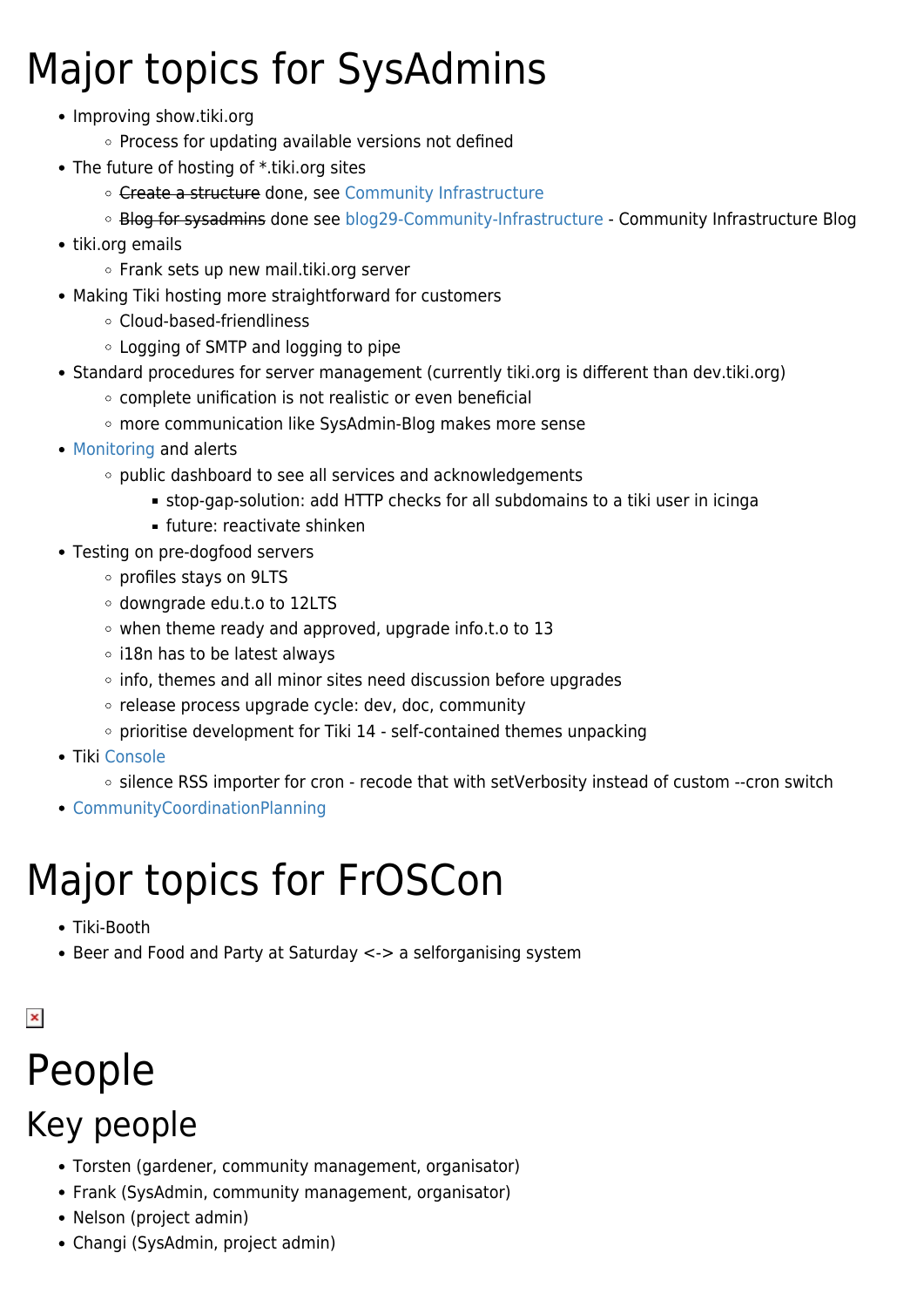# Major topics for SysAdmins

- Improving show.tiki.org
  - Process for updating available versions not defined
- The future of hosting of *.tiki.org sites
  - ~~Create a structure~~ done, see Community Infrastructure
  - ~~Blog for sysadmins~~ done see blog29-Community-Infrastructure - Community Infrastructure Blog
- tiki.org emails
  - Frank sets up new mail.tiki.org server
- Making Tiki hosting more straightforward for customers
  - Cloud-based-friendliness
  - Logging of SMTP and logging to pipe
- Standard procedures for server management (currently tiki.org is different than dev.tiki.org)
  - complete unification is not realistic or even beneficial
  - more communication like SysAdmin-Blog makes more sense
- Monitoring and alerts
  - public dashboard to see all services and acknowledgements
    - stop-gap-solution: add HTTP checks for all subdomains to a tiki user in icinga
    - future: reactivate shinken
- Testing on pre-dogfood servers
  - profiles stays on 9LTS
  - downgrade edu.t.o to 12LTS
  - when theme ready and approved, upgrade info.t.o to 13
  - i18n has to be latest always
  - info, themes and all minor sites need discussion before upgrades
  - release process upgrade cycle: dev, doc, community
  - prioritise development for Tiki 14 - self-contained themes unpacking
- Tiki Console
  - silence RSS importer for cron - recode that with setVerbosity instead of custom --cron switch
- CommunityCoordinationPlanning

# Major topics for FrOSCon

- Tiki-Booth
- Beer and Food and Party at Saturday <-> a selforganising system

# People

## Key people

- Torsten (gardener, community management, organisator)
- Frank (SysAdmin, community management, organisator)
- Nelson (project admin)
- Changi (SysAdmin, project admin)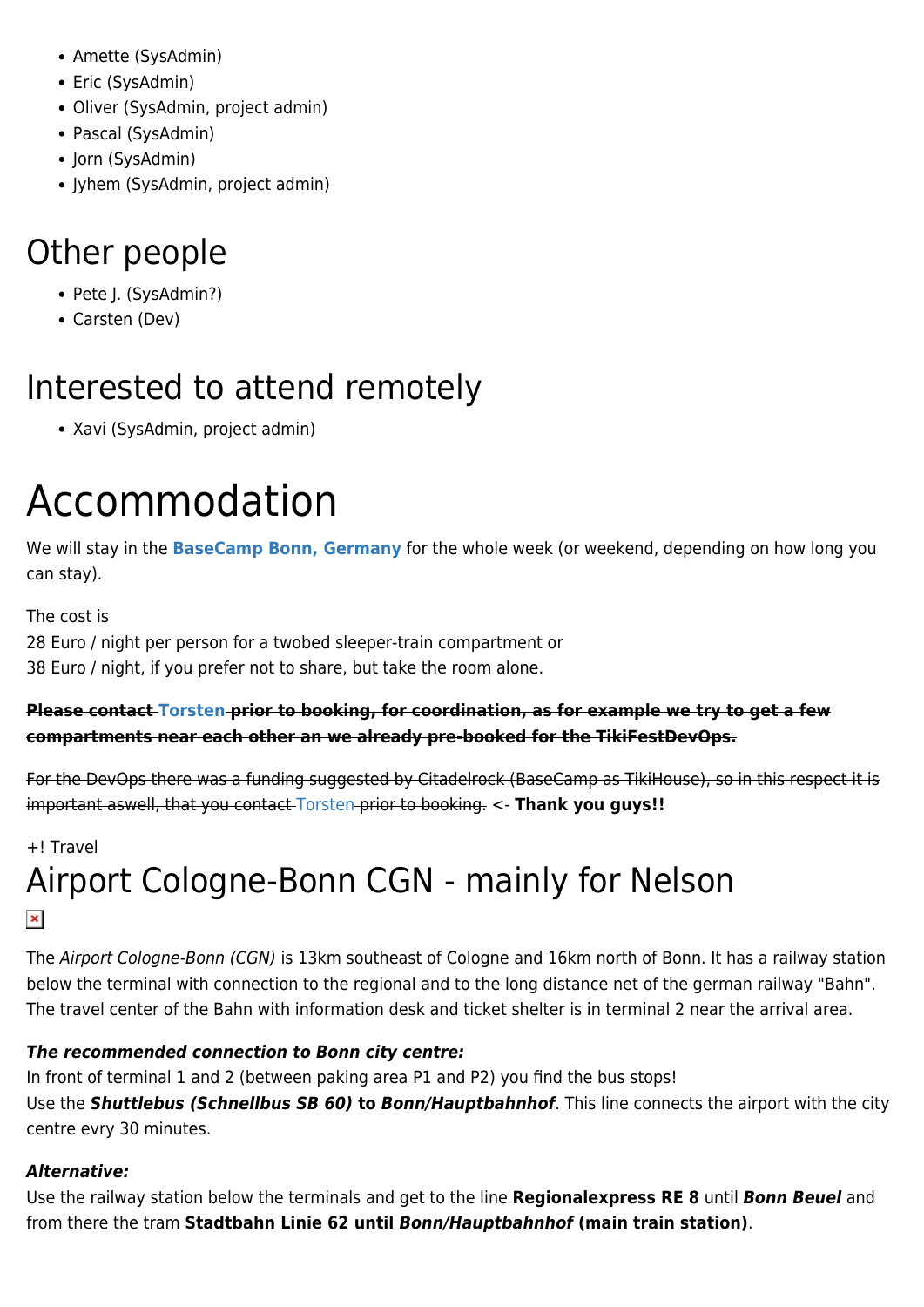- Amette (SysAdmin)
- Eric (SysAdmin)
- Oliver (SysAdmin, project admin)
- Pascal (SysAdmin)
- Jorn (SysAdmin)
- Jyhem (SysAdmin, project admin)

## Other people

- Pete J. (SysAdmin?)
- Carsten (Dev)

## Interested to attend remotely

- Xavi (SysAdmin, project admin)

# Accommodation

We will stay in the **BaseCamp Bonn, Germany** for the whole week (or weekend, depending on how long you can stay).

The cost is
28 Euro / night per person for a twobed sleeper-train compartment or
38 Euro / night, if you prefer not to share, but take the room alone.

~~**Please contact Torsten prior to booking, for coordination, as for example we try to get a few compartments near each other an we already pre-booked for the TikiFestDevOps.**~~

~~For the DevOps there was a funding suggested by Citadelrock (BaseCamp as TikiHouse), so in this respect it is important aswell, that you contact Torsten prior to booking.~~ <- **Thank you guys!!**

+! Travel

## Airport Cologne-Bonn CGN - mainly for Nelson

The *Airport Cologne-Bonn (CGN)* is 13km southeast of Cologne and 16km north of Bonn. It has a railway station below the terminal with connection to the regional and to the long distance net of the german railway "Bahn". The travel center of the Bahn with information desk and ticket shelter is in terminal 2 near the arrival area.

***The recommended connection to Bonn city centre:***
In front of terminal 1 and 2 (between paking area P1 and P2) you find the bus stops!
Use the ***Shuttlebus (Schnellbus SB 60)* to *Bonn/Hauptbahnhof***. This line connects the airport with the city centre evry 30 minutes.

***Alternative:***
Use the railway station below the terminals and get to the line **Regionalexpress RE 8** until ***Bonn Beuel*** and from there the tram **Stadtbahn Linie 62 until *Bonn/Hauptbahnhof* (main train station)**.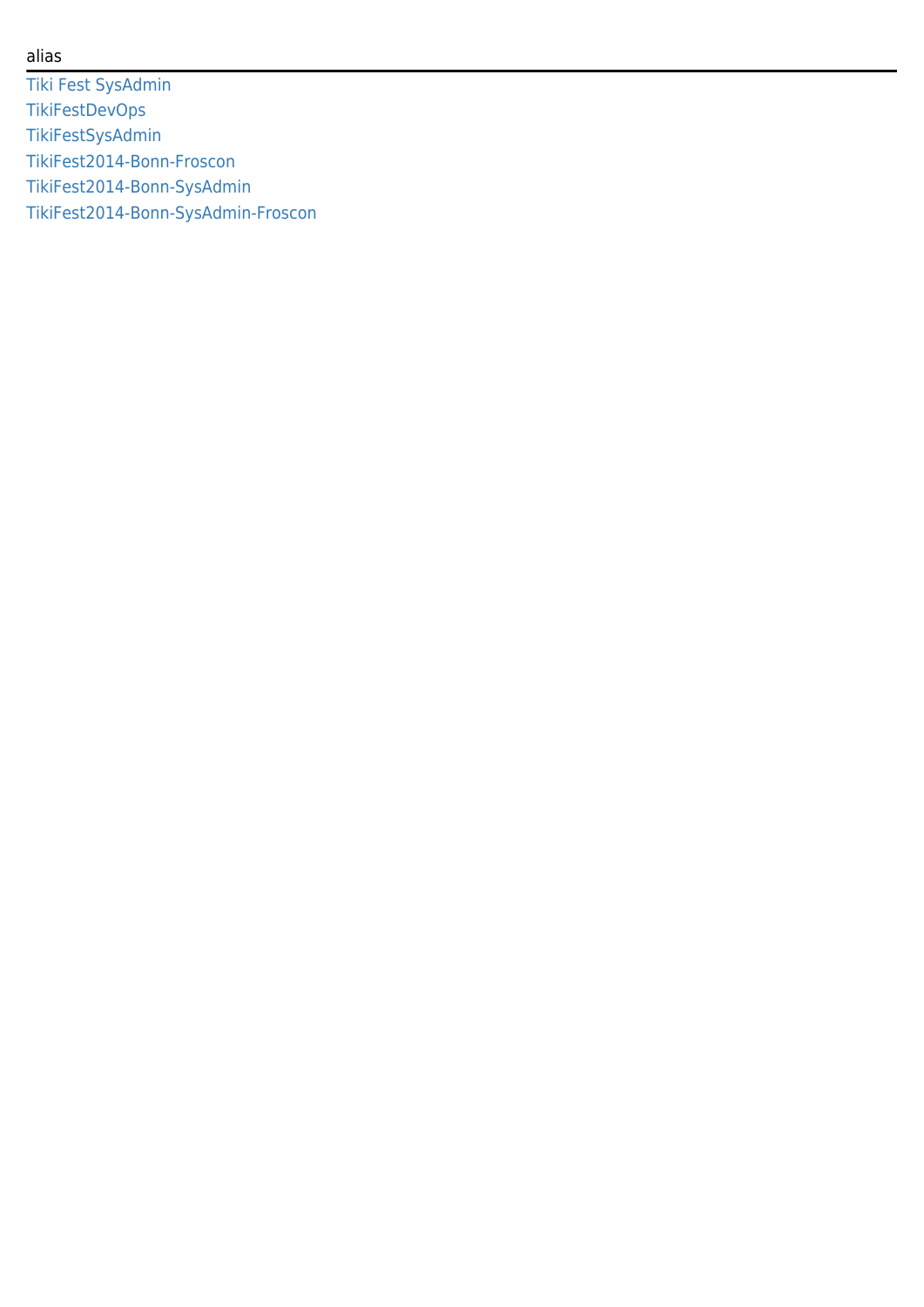alias

---

Tiki Fest SysAdmin

TikiFestDevOps

TikiFestSysAdmin

TikiFest2014-Bonn-Froscon

TikiFest2014-Bonn-SysAdmin

TikiFest2014-Bonn-SysAdmin-Froscon